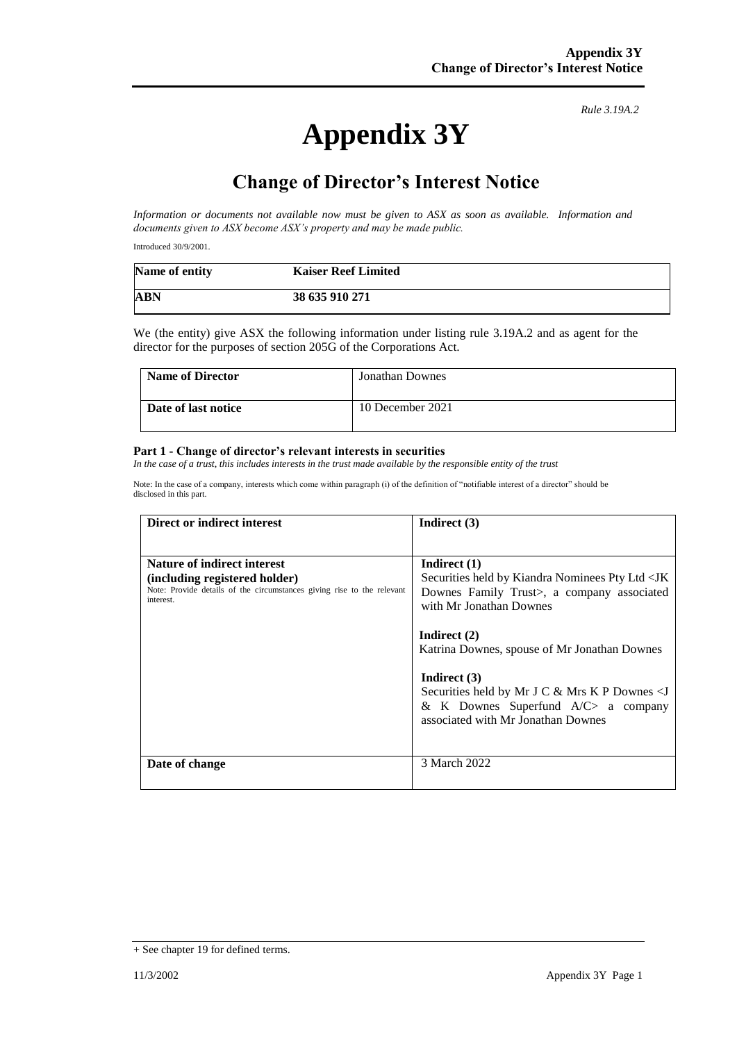*Rule 3.19A.2*

# Appendix 3Y

## Change of Director's Interest Notice

*Information or documents not available now must be given to ASX as soon as available. Information and documents given to ASX become ASX's property and may be made public.*

Introduced 30/9/2001.

| **Name of entity** | **Kaiser Reef Limited** |
|---|---|
| **ABN** | **38 635 910 271** |

We (the entity) give ASX the following information under listing rule 3.19A.2 and as agent for the director for the purposes of section 205G of the Corporations Act.

| **Name of Director** | Jonathan Downes |
|---|---|
| **Date of last notice** | 10 December 2021 |

**Part 1 - Change of director's relevant interests in securities**

*In the case of a trust, this includes interests in the trust made available by the responsible entity of the trust*

Note: In the case of a company, interests which come within paragraph (i) of the definition of "notifiable interest of a director" should be disclosed in this part.

| **Direct or indirect interest** | **Indirect (3)** |
|---|---|
| **Nature of indirect interest (including registered holder)**<br>Note: Provide details of the circumstances giving rise to the relevant interest. | **Indirect (1)**<br>Securities held by Kiandra Nominees Pty Ltd <JK Downes Family Trust>, a company associated with Mr Jonathan Downes<br><br>**Indirect (2)**<br>Katrina Downes, spouse of Mr Jonathan Downes<br><br>**Indirect (3)**<br>Securities held by Mr J C & Mrs K P Downes <J & K Downes Superfund A/C> a company associated with Mr Jonathan Downes |
| **Date of change** | 3 March 2022 |

+ See chapter 19 for defined terms.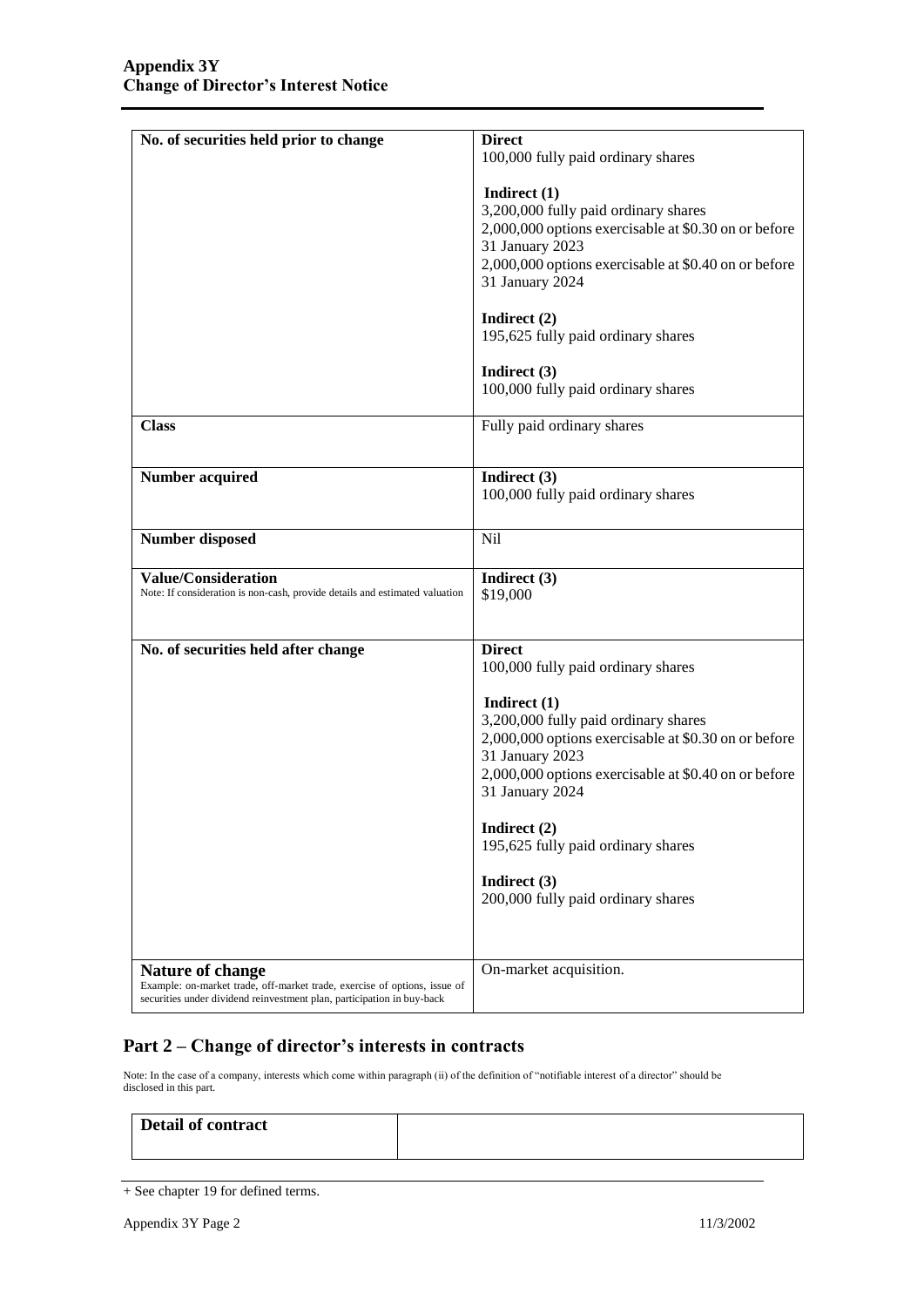| No. of securities held prior to change | **Direct**<br>100,000 fully paid ordinary shares<br><br>**Indirect (1)**<br>3,200,000 fully paid ordinary shares<br>2,000,000 options exercisable at $0.30 on or before 31 January 2023<br>2,000,000 options exercisable at $0.40 on or before 31 January 2024<br><br>**Indirect (2)**<br>195,625 fully paid ordinary shares<br><br>**Indirect (3)**<br>100,000 fully paid ordinary shares |
|---|---|
| **Class** | Fully paid ordinary shares |
| **Number acquired** | **Indirect (3)**<br>100,000 fully paid ordinary shares |
| **Number disposed** | Nil |
| **Value/Consideration**<br>Note: If consideration is non-cash, provide details and estimated valuation | **Indirect (3)**<br>$19,000 |
| **No. of securities held after change** | **Direct**<br>100,000 fully paid ordinary shares<br><br>**Indirect (1)**<br>3,200,000 fully paid ordinary shares<br>2,000,000 options exercisable at $0.30 on or before 31 January 2023<br>2,000,000 options exercisable at $0.40 on or before 31 January 2024<br><br>**Indirect (2)**<br>195,625 fully paid ordinary shares<br><br>**Indirect (3)**<br>200,000 fully paid ordinary shares |
| **Nature of change**<br>Example: on-market trade, off-market trade, exercise of options, issue of securities under dividend reinvestment plan, participation in buy-back | On-market acquisition. |

## Part 2 – Change of director's interests in contracts

Note: In the case of a company, interests which come within paragraph (ii) of the definition of "notifiable interest of a director" should be disclosed in this part.

| **Detail of contract** | |
|---|---|

+ See chapter 19 for defined terms.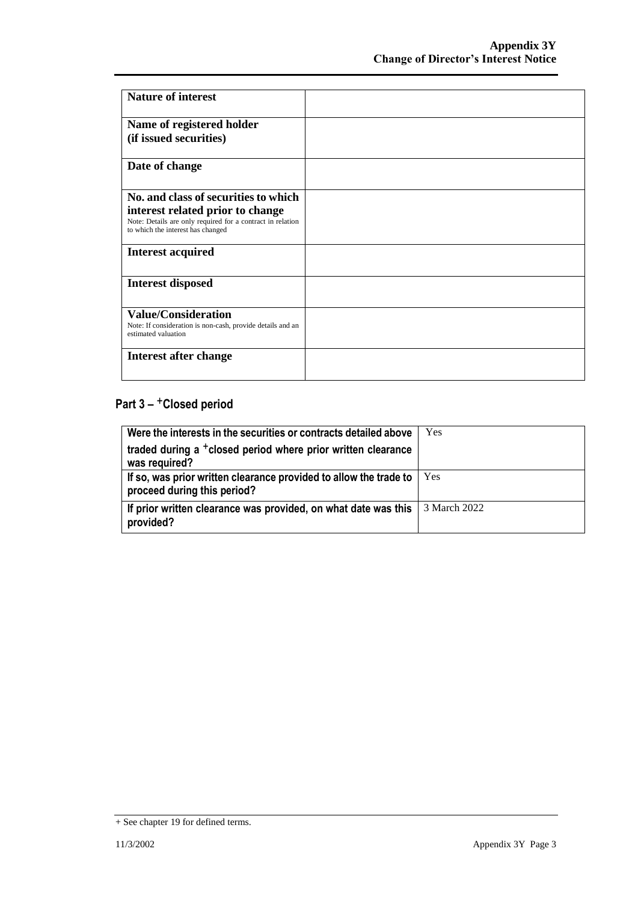| | |
|---|---|
| **Nature of interest** | |
| **Name of registered holder (if issued securities)** | |
| **Date of change** | |
| **No. and class of securities to which interest related prior to change** Note: Details are only required for a contract in relation to which the interest has changed | |
| **Interest acquired** | |
| **Interest disposed** | |
| **Value/Consideration** Note: If consideration is non-cash, provide details and an estimated valuation | |
| **Interest after change** | |

## Part 3 – +Closed period

| | |
|---|---|
| **Were the interests in the securities or contracts detailed above traded during a +closed period where prior written clearance was required?** | Yes |
| **If so, was prior written clearance provided to allow the trade to proceed during this period?** | Yes |
| **If prior written clearance was provided, on what date was this provided?** | 3 March 2022 |

+ See chapter 19 for defined terms.